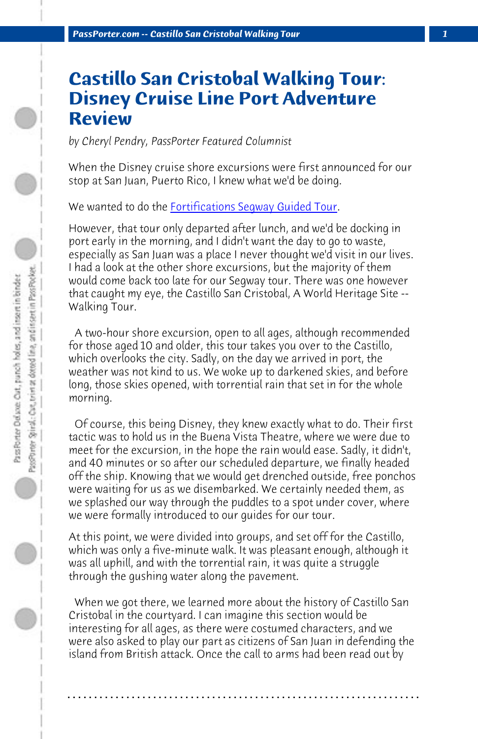# Castillo San Cristobal Walking Tour: Disney Cruise Line Port Adventure Review

*by Cheryl Pendry, PassPorter Featured Columnist*

When the Disney cruise shore excursions were first announced for our stop at San Juan, Puerto Rico, I knew what we'd be doing.

We wanted to do the Fortifications Segway Guided Tour.

However, that tour only departed after lunch, and we'd be docking in port early in the morning, and I didn't want the day to go to waste, especially as San Juan was a place I never thought we'd visit in our lives. I had a look at the other shore excursions, but the majority of them would come back too late for our Segway tour. There was one however that caught my eye, the Castillo San Cristobal, A World Heritage Site -- Walking Tour.

A two-hour shore excursion, open to all ages, although recommended for those aged 10 and older, this tour takes you over to the Castillo, which overlooks the city. Sadly, on the day we arrived in port, the weather was not kind to us. We woke up to darkened skies, and before long, those skies opened, with torrential rain that set in for the whole morning.

Of course, this being Disney, they knew exactly what to do. Their first tactic was to hold us in the Buena Vista Theatre, where we were due to meet for the excursion, in the hope the rain would ease. Sadly, it didn't, and 40 minutes or so after our scheduled departure, we finally headed off the ship. Knowing that we would get drenched outside, free ponchos were waiting for us as we disembarked. We certainly needed them, as we splashed our way through the puddles to a spot under cover, where we were formally introduced to our guides for our tour.

At this point, we were divided into groups, and set off for the Castillo, which was only a five-minute walk. It was pleasant enough, although it was all uphill, and with the torrential rain, it was quite a struggle through the gushing water along the pavement.

When we got there, we learned more about the history of Castillo San Cristobal in the courtyard. I can imagine this section would be interesting for all ages, as there were costumed characters, and we were also asked to play our part as citizens of San Juan in defending the island from British attack. Once the call to arms had been read out by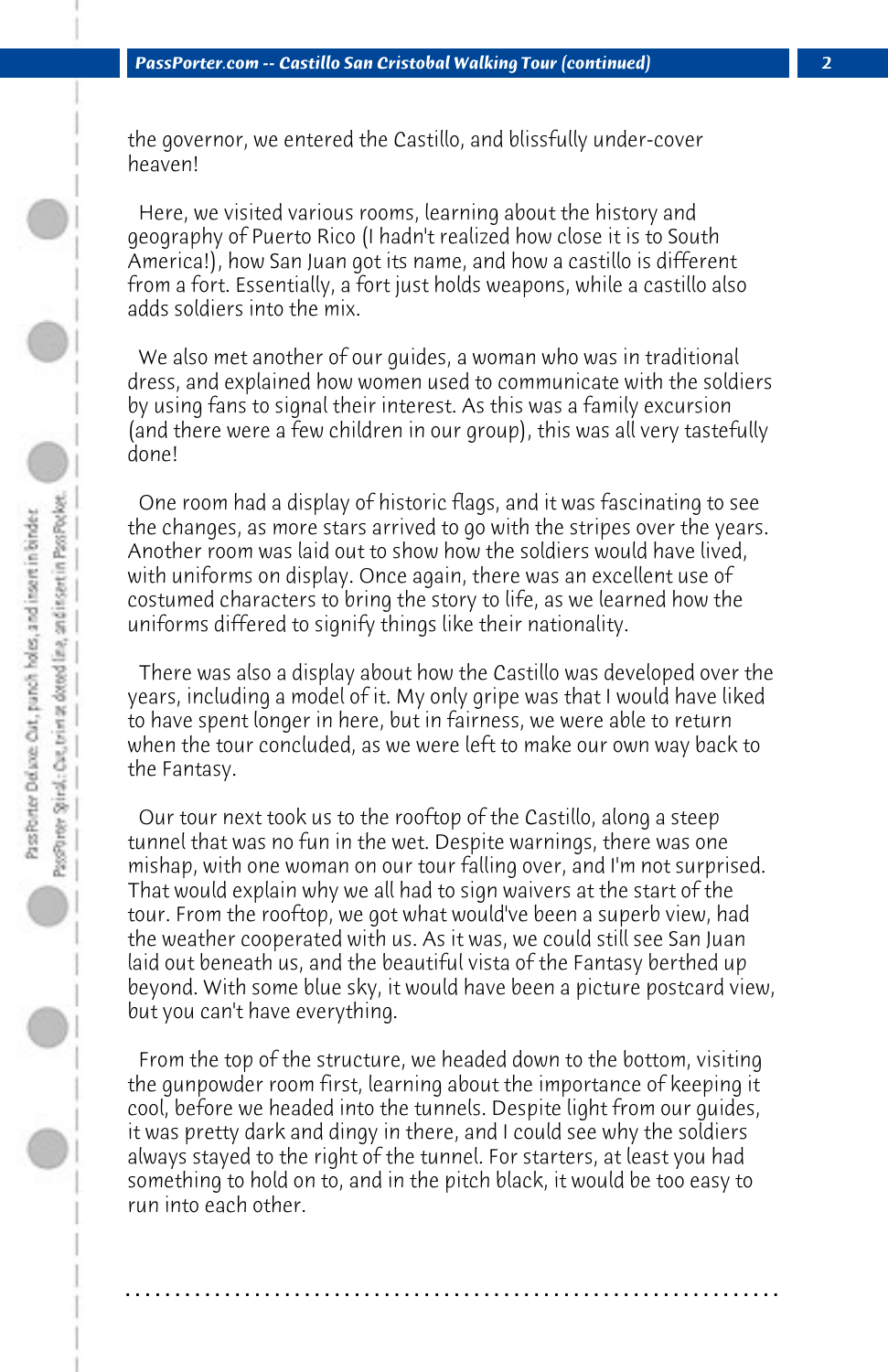the governor, we entered the Castillo, and blissfully under-cover heaven!

Here, we visited various rooms, learning about the history and geography of Puerto Rico (I hadn't realized how close it is to South America!), how San Juan got its name, and how a castillo is different from a fort. Essentially, a fort just holds weapons, while a castillo also adds soldiers into the mix.

We also met another of our guides, a woman who was in traditional dress, and explained how women used to communicate with the soldiers by using fans to signal their interest. As this was a family excursion (and there were a few children in our group), this was all very tastefully done!

One room had a display of historic flags, and it was fascinating to see the changes, as more stars arrived to go with the stripes over the years. Another room was laid out to show how the soldiers would have lived, with uniforms on display. Once again, there was an excellent use of costumed characters to bring the story to life, as we learned how the uniforms differed to signify things like their nationality.

There was also a display about how the Castillo was developed over the years, including a model of it. My only gripe was that I would have liked to have spent longer in here, but in fairness, we were able to return when the tour concluded, as we were left to make our own way back to the Fantasy.

Our tour next took us to the rooftop of the Castillo, along a steep tunnel that was no fun in the wet. Despite warnings, there was one mishap, with one woman on our tour falling over, and I'm not surprised. That would explain why we all had to sign waivers at the start of the tour. From the rooftop, we got what would've been a superb view, had the weather cooperated with us. As it was, we could still see San Juan laid out beneath us, and the beautiful vista of the Fantasy berthed up beyond. With some blue sky, it would have been a picture postcard view, but you can't have everything.

From the top of the structure, we headed down to the bottom, visiting the gunpowder room first, learning about the importance of keeping it cool, before we headed into the tunnels. Despite light from our guides, it was pretty dark and dingy in there, and I could see why the soldiers always stayed to the right of the tunnel. For starters, at least you had something to hold on to, and in the pitch black, it would be too easy to run into each other.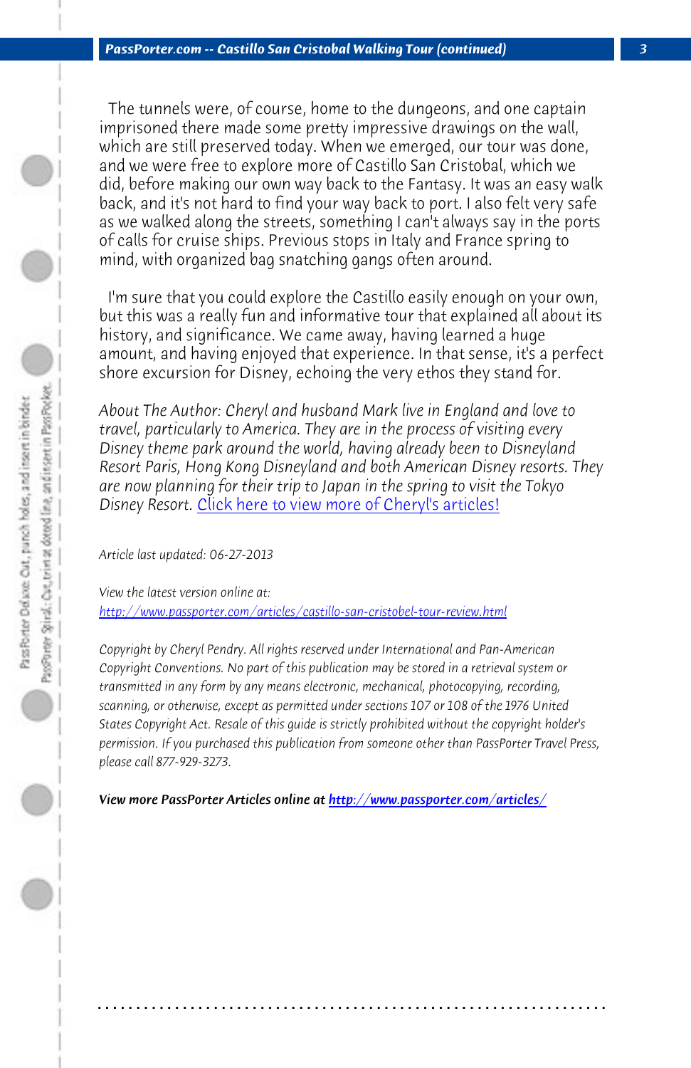The tunnels were, of course, home to the dungeons, and one captain imprisoned there made some pretty impressive drawings on the wall, which are still preserved today. When we emerged, our tour was done, and we were free to explore more of Castillo San Cristobal, which we did, before making our own way back to the Fantasy. It was an easy walk back, and it's not hard to find your way back to port. I also felt very safe as we walked along the streets, something I can't always say in the ports of calls for cruise ships. Previous stops in Italy and France spring to mind, with organized bag snatching gangs often around.

I'm sure that you could explore the Castillo easily enough on your own, but this was a really fun and informative tour that explained all about its history, and significance. We came away, having learned a huge amount, and having enjoyed that experience. In that sense, it's a perfect shore excursion for Disney, echoing the very ethos they stand for.

*About The Author: Cheryl and husband Mark live in England and love to travel, particularly to America. They are in the process of visiting every Disney theme park around the world, having already been to Disneyland Resort Paris, Hong Kong Disneyland and both American Disney resorts. They are now planning for their trip to Japan in the spring to visit the Tokyo Disney Resort.* Click here to view more of Cheryl's articles!

*Article last updated: 06-27-2013*

*View the latest version online at:*
http://www.passporter.com/articles/castillo-san-cristobel-tour-review.html

*Copyright by Cheryl Pendry. All rights reserved under International and Pan-American Copyright Conventions. No part of this publication may be stored in a retrieval system or transmitted in any form by any means electronic, mechanical, photocopying, recording, scanning, or otherwise, except as permitted under sections 107 or 108 of the 1976 United States Copyright Act. Resale of this guide is strictly prohibited without the copyright holder's permission. If you purchased this publication from someone other than PassPorter Travel Press, please call 877-929-3273.*

***View more PassPorter Articles online at http://www.passporter.com/articles/***